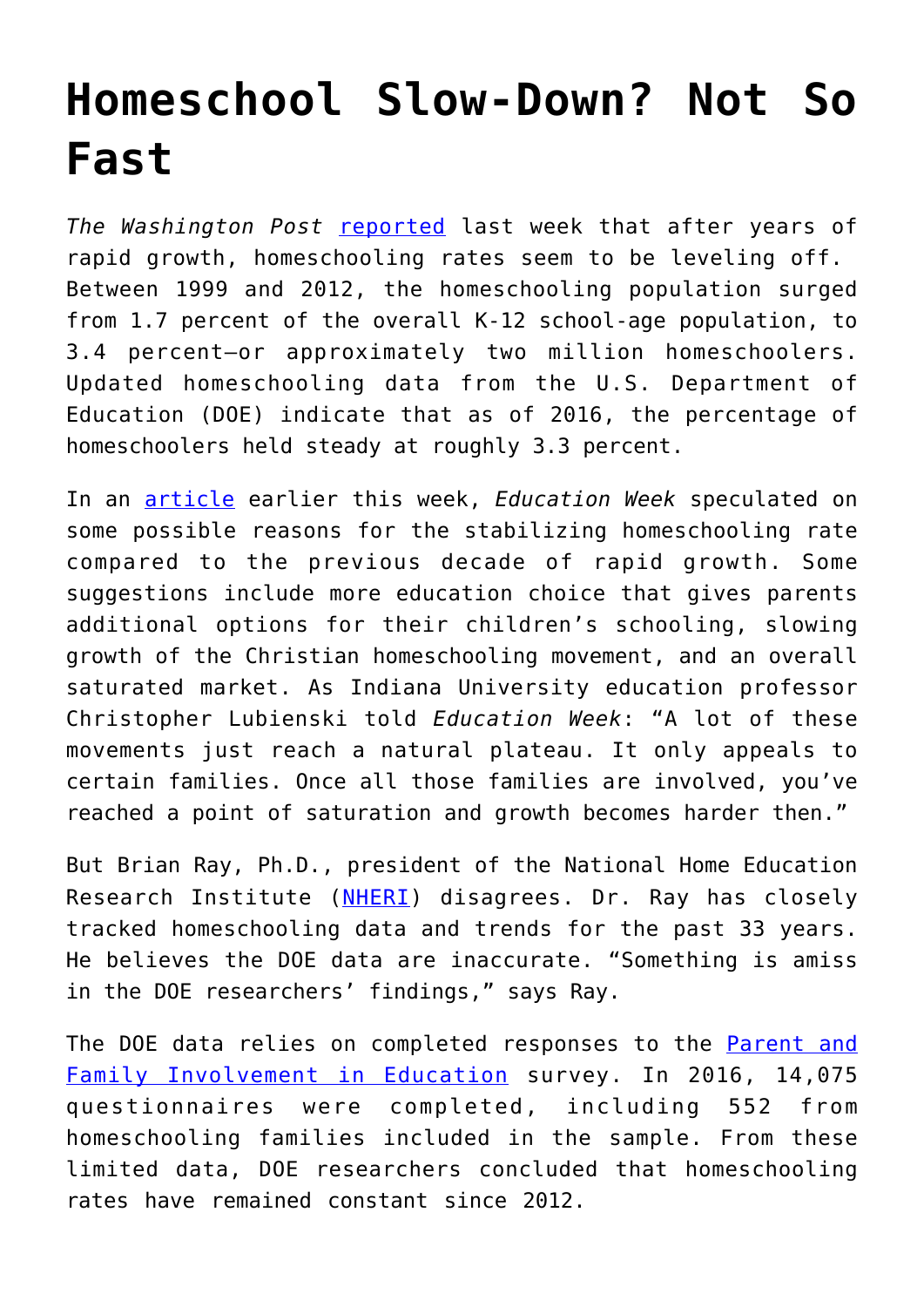# Homeschool Slow-Down? Not So Fast

*The Washington Post* reported last week that after years of rapid growth, homeschooling rates seem to be leveling off. Between 1999 and 2012, the homeschooling population surged from 1.7 percent of the overall K-12 school-age population, to 3.4 percent—or approximately two million homeschoolers. Updated homeschooling data from the U.S. Department of Education (DOE) indicate that as of 2016, the percentage of homeschoolers held steady at roughly 3.3 percent.

In an article earlier this week, *Education Week* speculated on some possible reasons for the stabilizing homeschooling rate compared to the previous decade of rapid growth. Some suggestions include more education choice that gives parents additional options for their children's schooling, slowing growth of the Christian homeschooling movement, and an overall saturated market. As Indiana University education professor Christopher Lubienski told *Education Week*: "A lot of these movements just reach a natural plateau. It only appeals to certain families. Once all those families are involved, you've reached a point of saturation and growth becomes harder then."

But Brian Ray, Ph.D., president of the National Home Education Research Institute (NHERI) disagrees. Dr. Ray has closely tracked homeschooling data and trends for the past 33 years. He believes the DOE data are inaccurate. "Something is amiss in the DOE researchers' findings," says Ray.

The DOE data relies on completed responses to the Parent and Family Involvement in Education survey. In 2016, 14,075 questionnaires were completed, including 552 from homeschooling families included in the sample. From these limited data, DOE researchers concluded that homeschooling rates have remained constant since 2012.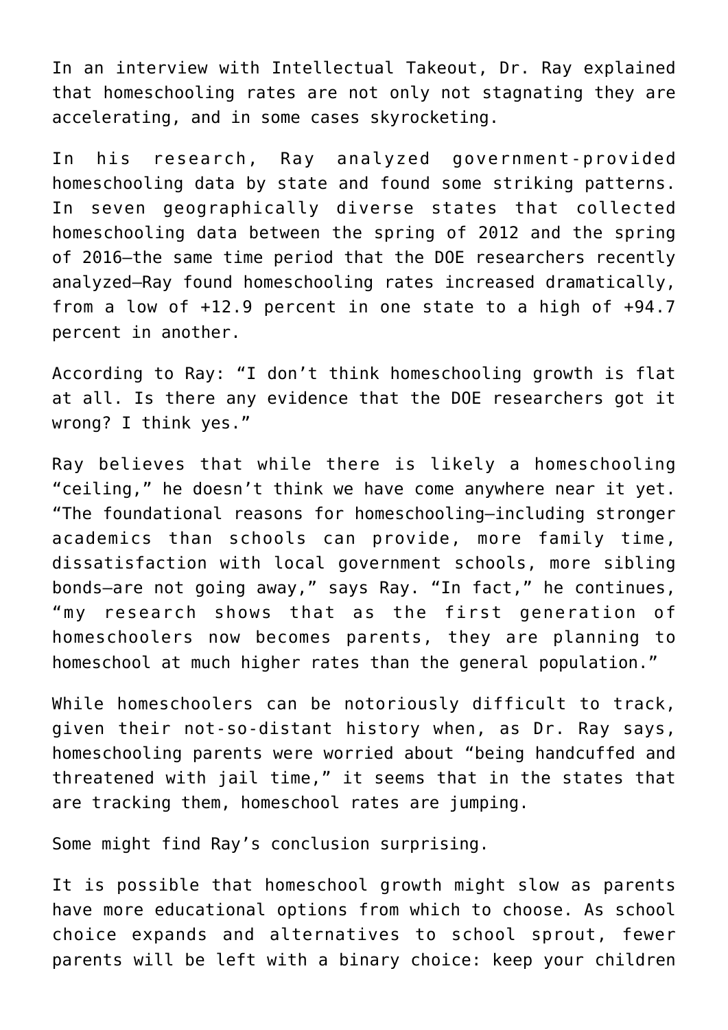In an interview with Intellectual Takeout, Dr. Ray explained that homeschooling rates are not only not stagnating they are accelerating, and in some cases skyrocketing.

In his research, Ray analyzed government-provided homeschooling data by state and found some striking patterns. In seven geographically diverse states that collected homeschooling data between the spring of 2012 and the spring of 2016—the same time period that the DOE researchers recently analyzed—Ray found homeschooling rates increased dramatically, from a low of +12.9 percent in one state to a high of +94.7 percent in another.

According to Ray: "I don't think homeschooling growth is flat at all. Is there any evidence that the DOE researchers got it wrong? I think yes."

Ray believes that while there is likely a homeschooling "ceiling," he doesn't think we have come anywhere near it yet. "The foundational reasons for homeschooling—including stronger academics than schools can provide, more family time, dissatisfaction with local government schools, more sibling bonds—are not going away," says Ray. "In fact," he continues, "my research shows that as the first generation of homeschoolers now becomes parents, they are planning to homeschool at much higher rates than the general population."

While homeschoolers can be notoriously difficult to track, given their not-so-distant history when, as Dr. Ray says, homeschooling parents were worried about "being handcuffed and threatened with jail time," it seems that in the states that are tracking them, homeschool rates are jumping.

Some might find Ray's conclusion surprising.

It is possible that homeschool growth might slow as parents have more educational options from which to choose. As school choice expands and alternatives to school sprout, fewer parents will be left with a binary choice: keep your children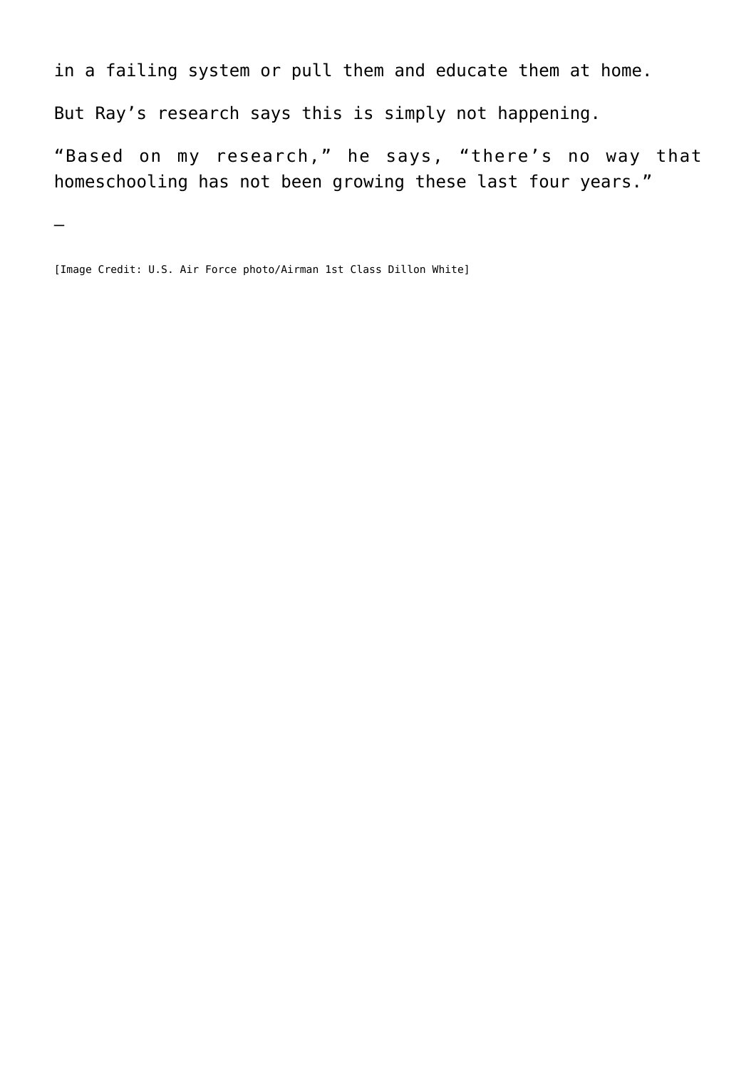in a failing system or pull them and educate them at home.

But Ray’s research says this is simply not happening.

“Based on my research,” he says, “there’s no way that homeschooling has not been growing these last four years.”

—

[Image Credit: U.S. Air Force photo/Airman 1st Class Dillon White]